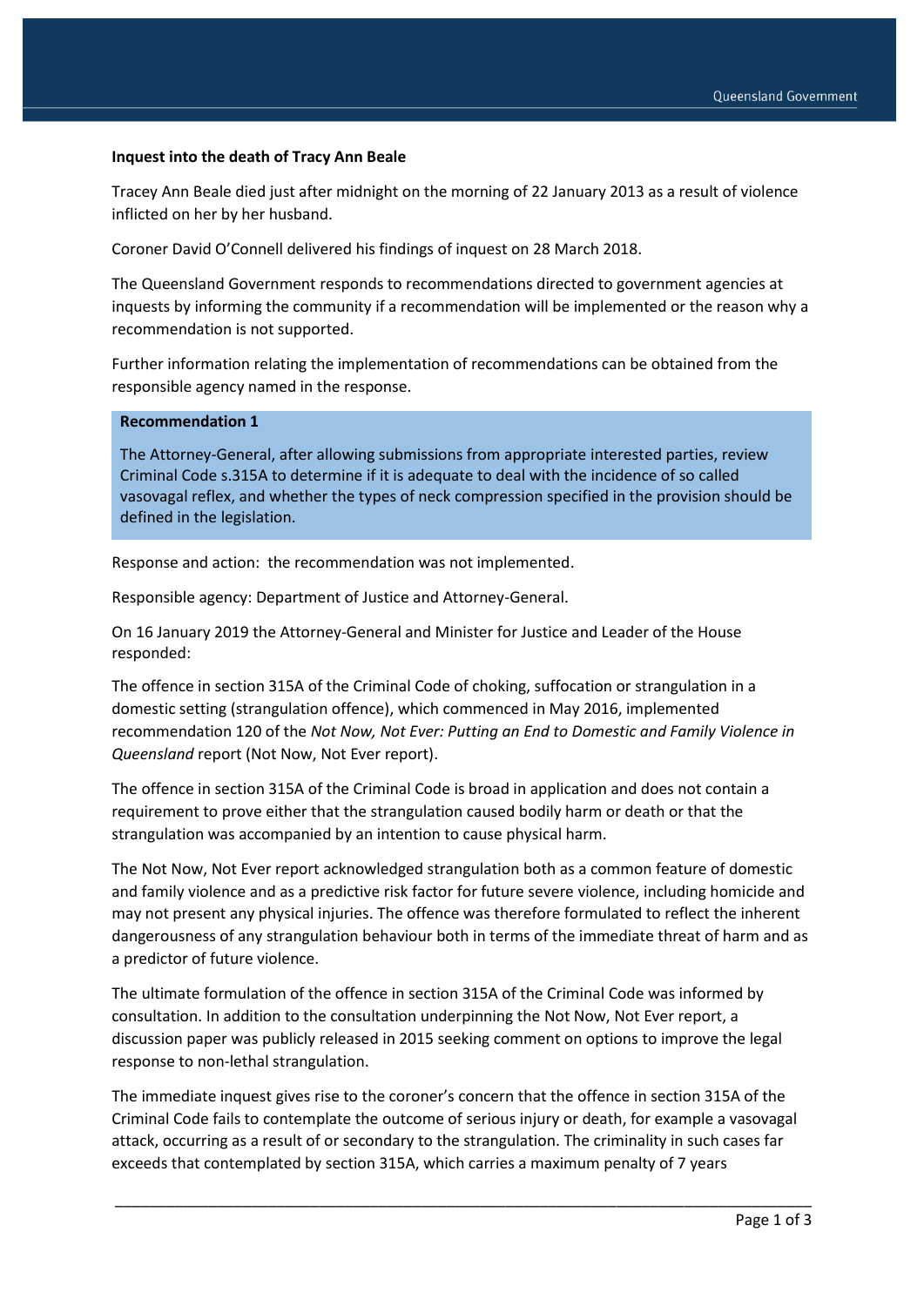**Inquest into the death of Tracy Ann Beale**

Tracey Ann Beale died just after midnight on the morning of 22 January 2013 as a result of violence inflicted on her by her husband.

Coroner David O'Connell delivered his findings of inquest on 28 March 2018.

The Queensland Government responds to recommendations directed to government agencies at inquests by informing the community if a recommendation will be implemented or the reason why a recommendation is not supported.

Further information relating the implementation of recommendations can be obtained from the responsible agency named in the response.

**Recommendation 1**

The Attorney-General, after allowing submissions from appropriate interested parties, review Criminal Code s.315A to determine if it is adequate to deal with the incidence of so called vasovagal reflex, and whether the types of neck compression specified in the provision should be defined in the legislation.

Response and action: the recommendation was not implemented.

Responsible agency: Department of Justice and Attorney-General.

On 16 January 2019 the Attorney-General and Minister for Justice and Leader of the House responded:

The offence in section 315A of the Criminal Code of choking, suffocation or strangulation in a domestic setting (strangulation offence), which commenced in May 2016, implemented recommendation 120 of the *Not Now, Not Ever: Putting an End to Domestic and Family Violence in Queensland* report (Not Now, Not Ever report).

The offence in section 315A of the Criminal Code is broad in application and does not contain a requirement to prove either that the strangulation caused bodily harm or death or that the strangulation was accompanied by an intention to cause physical harm.

The Not Now, Not Ever report acknowledged strangulation both as a common feature of domestic and family violence and as a predictive risk factor for future severe violence, including homicide and may not present any physical injuries. The offence was therefore formulated to reflect the inherent dangerousness of any strangulation behaviour both in terms of the immediate threat of harm and as a predictor of future violence.

The ultimate formulation of the offence in section 315A of the Criminal Code was informed by consultation. In addition to the consultation underpinning the Not Now, Not Ever report, a discussion paper was publicly released in 2015 seeking comment on options to improve the legal response to non-lethal strangulation.

The immediate inquest gives rise to the coroner's concern that the offence in section 315A of the Criminal Code fails to contemplate the outcome of serious injury or death, for example a vasovagal attack, occurring as a result of or secondary to the strangulation. The criminality in such cases far exceeds that contemplated by section 315A, which carries a maximum penalty of 7 years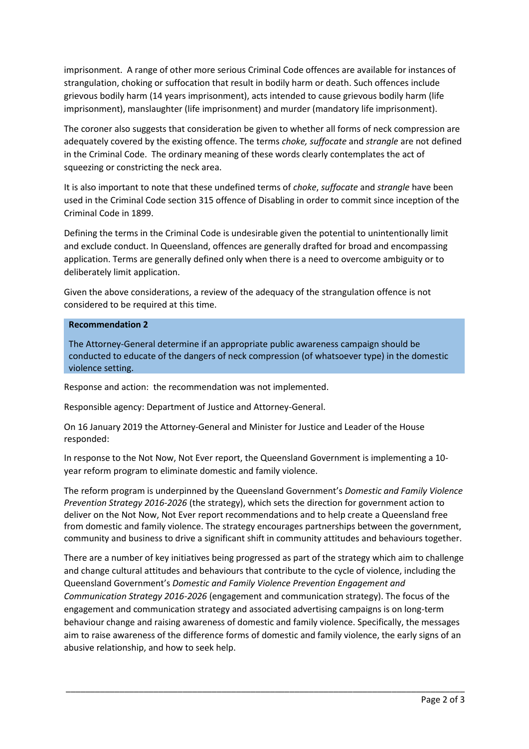imprisonment. A range of other more serious Criminal Code offences are available for instances of strangulation, choking or suffocation that result in bodily harm or death. Such offences include grievous bodily harm (14 years imprisonment), acts intended to cause grievous bodily harm (life imprisonment), manslaughter (life imprisonment) and murder (mandatory life imprisonment).

The coroner also suggests that consideration be given to whether all forms of neck compression are adequately covered by the existing offence. The terms *choke, suffocate* and *strangle* are not defined in the Criminal Code. The ordinary meaning of these words clearly contemplates the act of squeezing or constricting the neck area.

It is also important to note that these undefined terms of *choke*, *suffocate* and *strangle* have been used in the Criminal Code section 315 offence of Disabling in order to commit since inception of the Criminal Code in 1899.

Defining the terms in the Criminal Code is undesirable given the potential to unintentionally limit and exclude conduct. In Queensland, offences are generally drafted for broad and encompassing application. Terms are generally defined only when there is a need to overcome ambiguity or to deliberately limit application.

Given the above considerations, a review of the adequacy of the strangulation offence is not considered to be required at this time.

**Recommendation 2**

The Attorney-General determine if an appropriate public awareness campaign should be conducted to educate of the dangers of neck compression (of whatsoever type) in the domestic violence setting.

Response and action: the recommendation was not implemented.

Responsible agency: Department of Justice and Attorney-General.

On 16 January 2019 the Attorney-General and Minister for Justice and Leader of the House responded:

In response to the Not Now, Not Ever report, the Queensland Government is implementing a 10-year reform program to eliminate domestic and family violence.

The reform program is underpinned by the Queensland Government's *Domestic and Family Violence Prevention Strategy 2016-2026* (the strategy), which sets the direction for government action to deliver on the Not Now, Not Ever report recommendations and to help create a Queensland free from domestic and family violence. The strategy encourages partnerships between the government, community and business to drive a significant shift in community attitudes and behaviours together.

There are a number of key initiatives being progressed as part of the strategy which aim to challenge and change cultural attitudes and behaviours that contribute to the cycle of violence, including the Queensland Government's *Domestic and Family Violence Prevention Engagement and Communication Strategy 2016-2026* (engagement and communication strategy). The focus of the engagement and communication strategy and associated advertising campaigns is on long-term behaviour change and raising awareness of domestic and family violence. Specifically, the messages aim to raise awareness of the difference forms of domestic and family violence, the early signs of an abusive relationship, and how to seek help.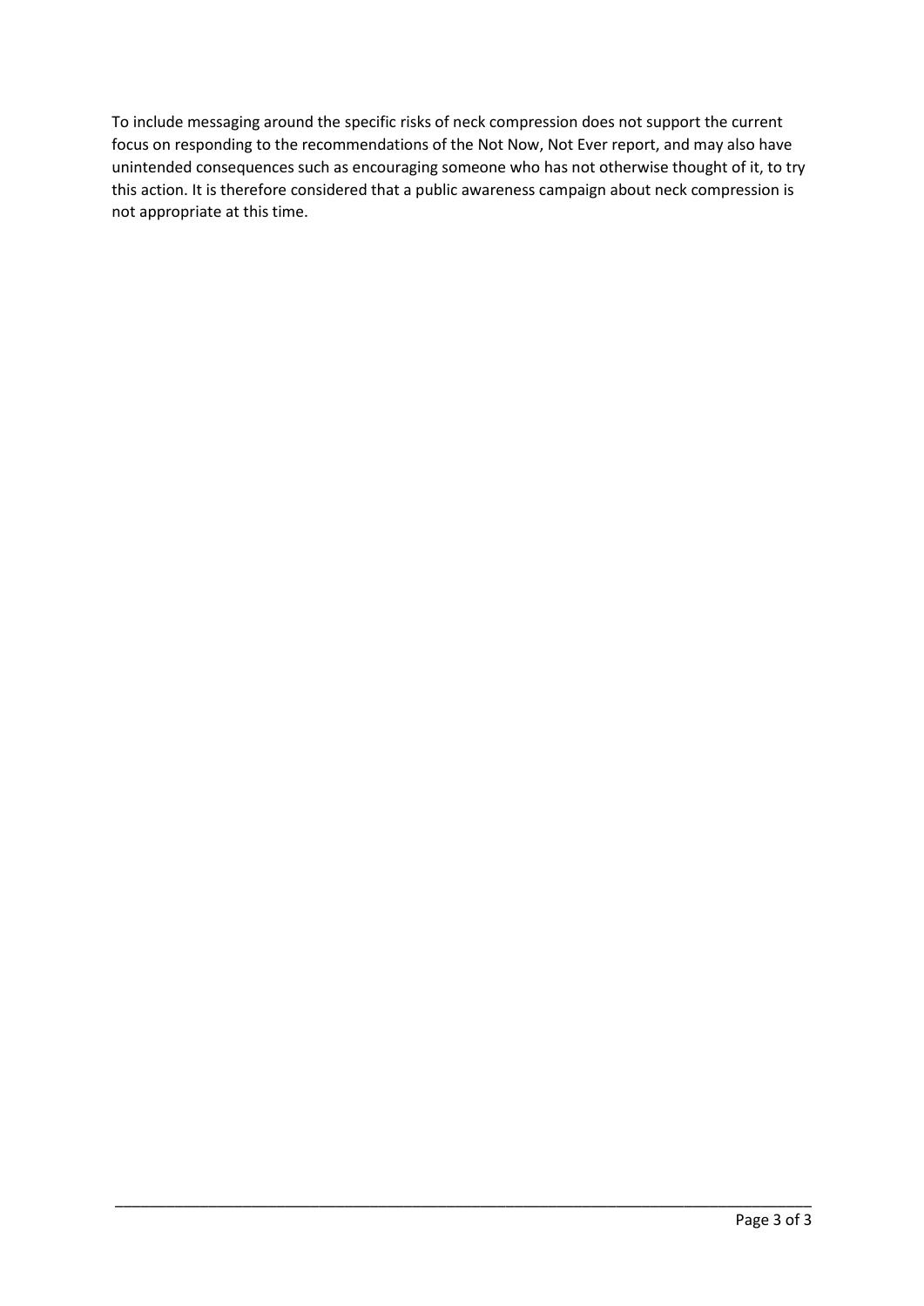To include messaging around the specific risks of neck compression does not support the current focus on responding to the recommendations of the Not Now, Not Ever report, and may also have unintended consequences such as encouraging someone who has not otherwise thought of it, to try this action. It is therefore considered that a public awareness campaign about neck compression is not appropriate at this time.